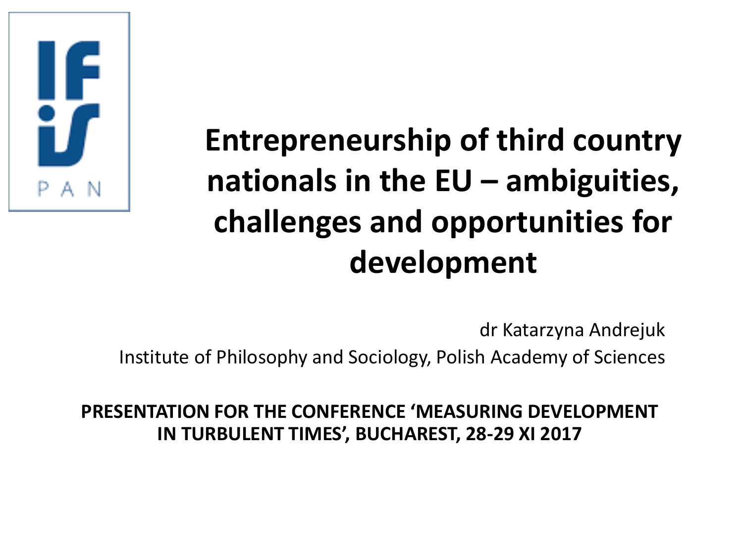# Entrepreneurship of third country nationals in the EU – ambiguities, challenges and opportunities for development

dr Katarzyna Andrejuk

Institute of Philosophy and Sociology, Polish Academy of Sciences

**PRESENTATION FOR THE CONFERENCE 'MEASURING DEVELOPMENT IN TURBULENT TIMES', BUCHAREST, 28-29 XI 2017**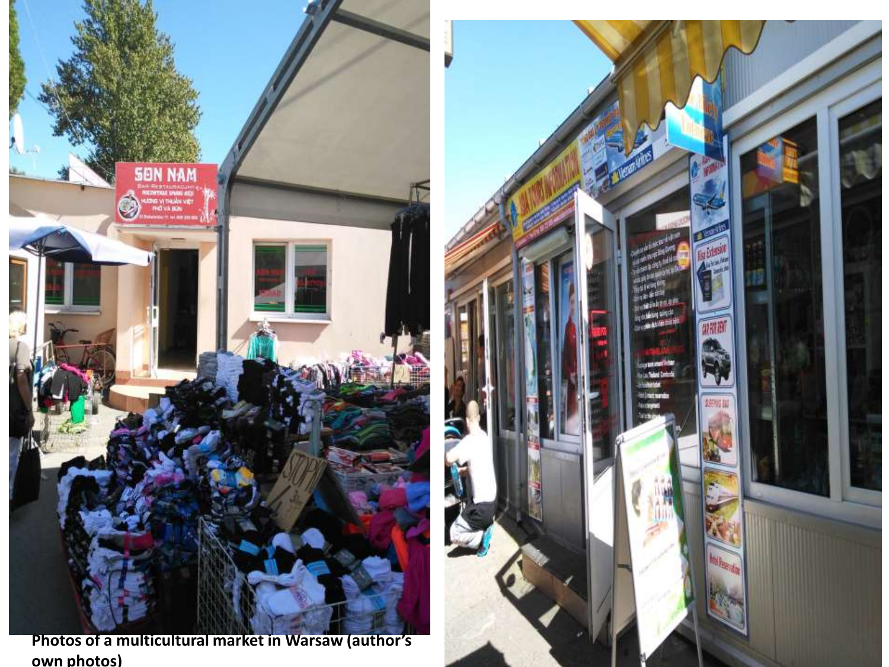**Photos of a multicultural market in Warsaw (author's own photos)**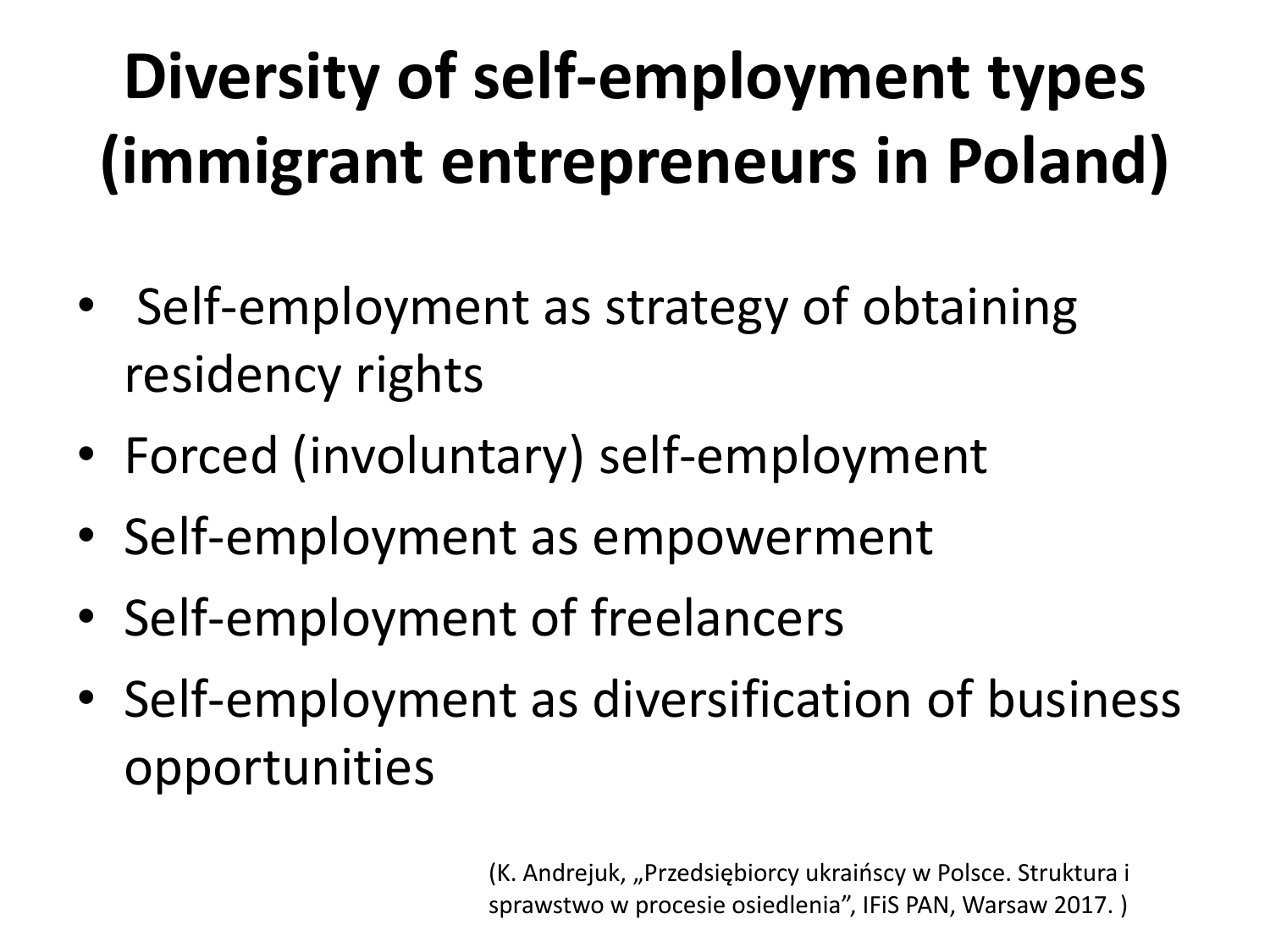# Diversity of self-employment types (immigrant entrepreneurs in Poland)

- Self-employment as strategy of obtaining residency rights
- Forced (involuntary) self-employment
- Self-employment as empowerment
- Self-employment of freelancers
- Self-employment as diversification of business opportunities

(K. Andrejuk, „Przedsiębiorcy ukraińscy w Polsce. Struktura i sprawstwo w procesie osiedlenia", IFiS PAN, Warsaw 2017. )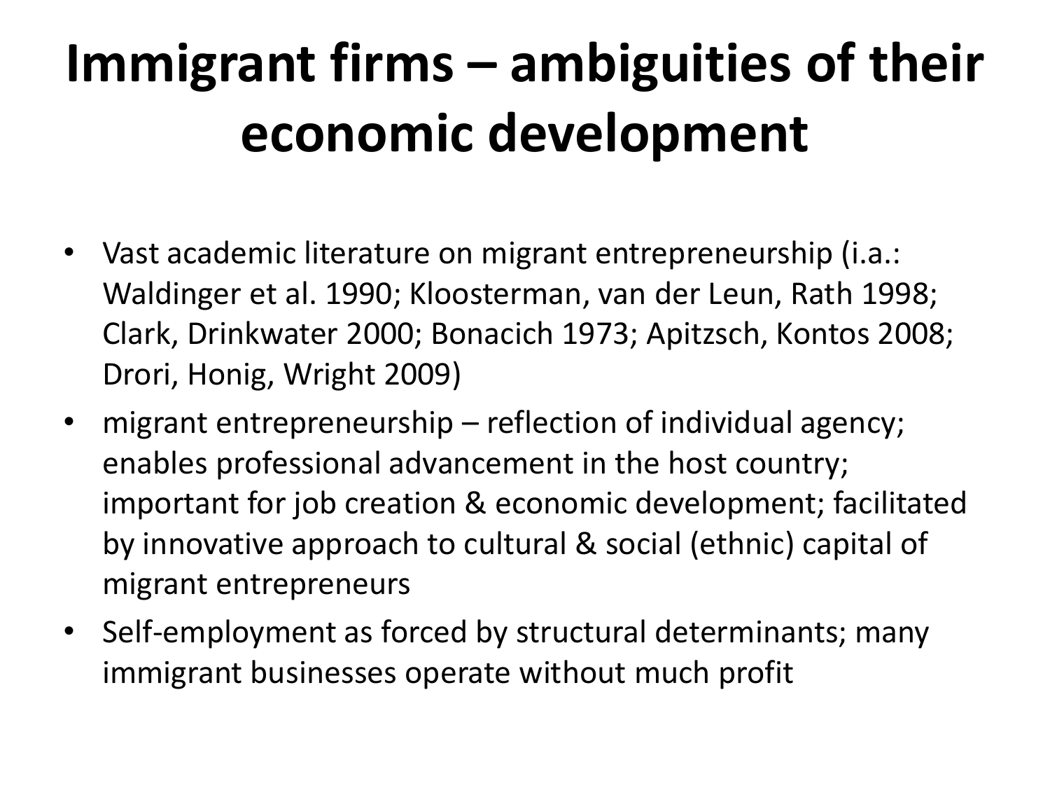# Immigrant firms – ambiguities of their economic development

- Vast academic literature on migrant entrepreneurship (i.a.: Waldinger et al. 1990; Kloosterman, van der Leun, Rath 1998; Clark, Drinkwater 2000; Bonacich 1973; Apitzsch, Kontos 2008; Drori, Honig, Wright 2009)
- migrant entrepreneurship – reflection of individual agency; enables professional advancement in the host country; important for job creation & economic development; facilitated by innovative approach to cultural & social (ethnic) capital of migrant entrepreneurs
- Self-employment as forced by structural determinants; many immigrant businesses operate without much profit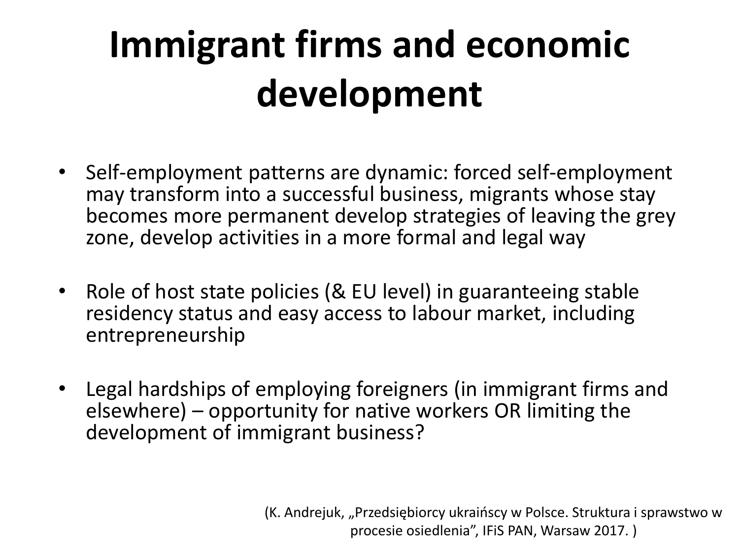# Immigrant firms and economic development

- Self-employment patterns are dynamic: forced self-employment may transform into a successful business, migrants whose stay becomes more permanent develop strategies of leaving the grey zone, develop activities in a more formal and legal way
- Role of host state policies (& EU level) in guaranteeing stable residency status and easy access to labour market, including entrepreneurship
- Legal hardships of employing foreigners (in immigrant firms and elsewhere) – opportunity for native workers OR limiting the development of immigrant business?

(K. Andrejuk, „Przedsiębiorcy ukraińscy w Polsce. Struktura i sprawstwo w procesie osiedlenia", IFiS PAN, Warsaw 2017. )